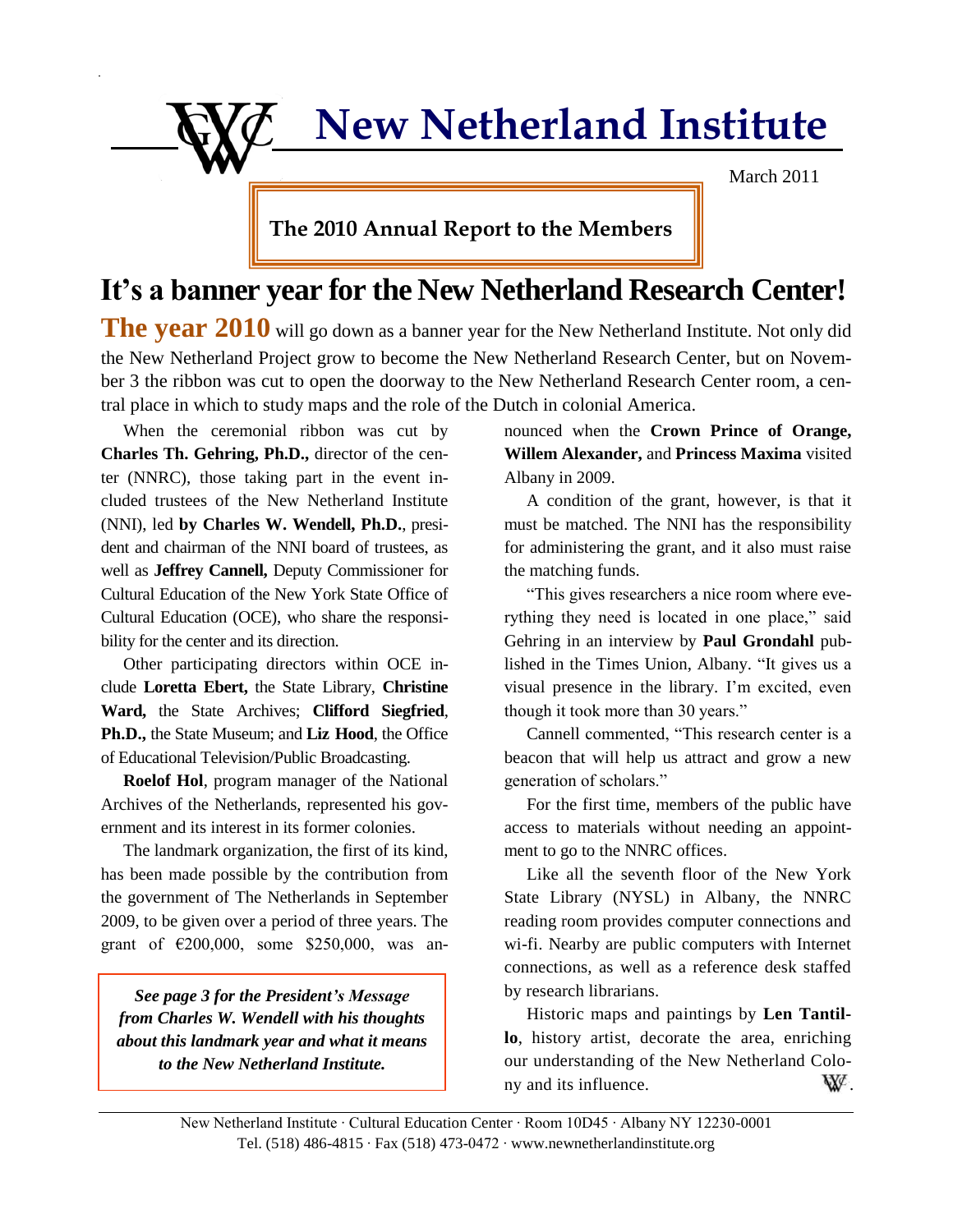# New Netherland Institute

March 2011

**The 2010 Annual Report to the Members**

## It's a banner year for the New Netherland Research Center!

**The year 2010** will go down as a banner year for the New Netherland Institute. Not only did the New Netherland Project grow to become the New Netherland Research Center, but on November 3 the ribbon was cut to open the doorway to the New Netherland Research Center room, a central place in which to study maps and the role of the Dutch in colonial America.

When the ceremonial ribbon was cut by **Charles Th. Gehring, Ph.D.,** director of the center (NNRC), those taking part in the event included trustees of the New Netherland Institute (NNI), led **by Charles W. Wendell, Ph.D.**, president and chairman of the NNI board of trustees, as well as **Jeffrey Cannell,** Deputy Commissioner for Cultural Education of the New York State Office of Cultural Education (OCE), who share the responsibility for the center and its direction.

Other participating directors within OCE include **Loretta Ebert,** the State Library, **Christine Ward,** the State Archives; **Clifford Siegfried**, **Ph.D.,** the State Museum; and **Liz Hood**, the Office of Educational Television/Public Broadcasting.

**Roelof Hol**, program manager of the National Archives of the Netherlands, represented his government and its interest in its former colonies.

The landmark organization, the first of its kind, has been made possible by the contribution from the government of The Netherlands in September 2009, to be given over a period of three years. The grant of €200,000, some $250,000, was announced when the **Crown Prince of Orange, Willem Alexander,** and **Princess Maxima** visited Albany in 2009.

*See page 3 for the President's Message from Charles W. Wendell with his thoughts about this landmark year and what it means to the New Netherland Institute.*

A condition of the grant, however, is that it must be matched. The NNI has the responsibility for administering the grant, and it also must raise the matching funds.

"This gives researchers a nice room where everything they need is located in one place," said Gehring in an interview by **Paul Grondahl** published in the Times Union, Albany. "It gives us a visual presence in the library. I'm excited, even though it took more than 30 years."

Cannell commented, "This research center is a beacon that will help us attract and grow a new generation of scholars."

For the first time, members of the public have access to materials without needing an appointment to go to the NNRC offices.

Like all the seventh floor of the New York State Library (NYSL) in Albany, the NNRC reading room provides computer connections and wi-fi. Nearby are public computers with Internet connections, as well as a reference desk staffed by research librarians.

Historic maps and paintings by **Len Tantillo**, history artist, decorate the area, enriching our understanding of the New Netherland Colony and its influence.

New Netherland Institute · Cultural Education Center · Room 10D45 · Albany NY 12230-0001
Tel. (518) 486-4815 · Fax (518) 473-0472 · www.newnetherlandinstitute.org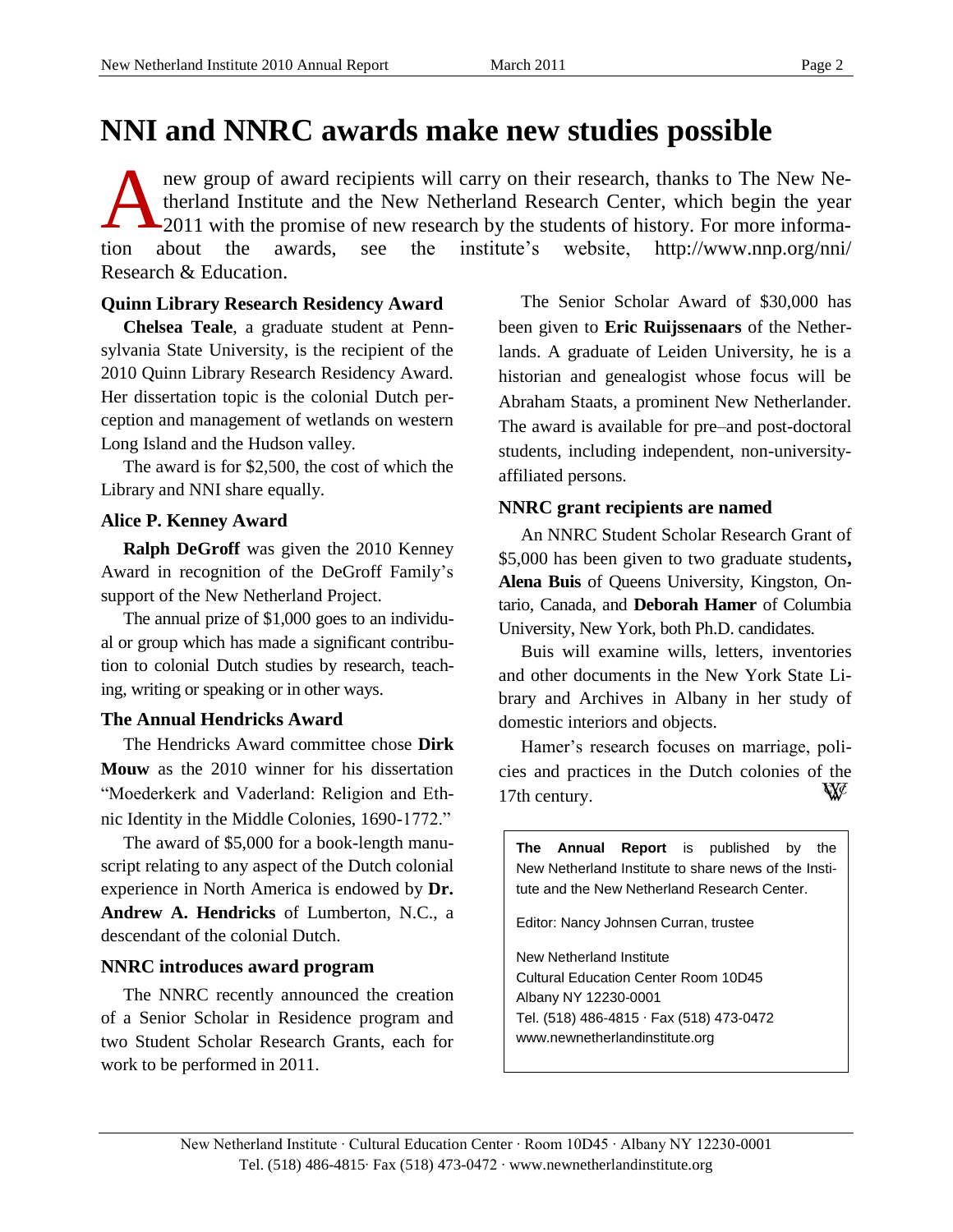# NNI and NNRC awards make new studies possible

A new group of award recipients will carry on their research, thanks to The New Netherland Institute and the New Netherland Research Center, which begin the year 2011 with the promise of new research by the students of history. For more information about the awards, see the institute's website, http://www.nnp.org/nni/ Research & Education.

### Quinn Library Research Residency Award

**Chelsea Teale**, a graduate student at Pennsylvania State University, is the recipient of the 2010 Quinn Library Research Residency Award. Her dissertation topic is the colonial Dutch perception and management of wetlands on western Long Island and the Hudson valley.

The award is for $2,500, the cost of which the Library and NNI share equally.

### Alice P. Kenney Award

**Ralph DeGroff** was given the 2010 Kenney Award in recognition of the DeGroff Family's support of the New Netherland Project.

The annual prize of $1,000 goes to an individual or group which has made a significant contribution to colonial Dutch studies by research, teaching, writing or speaking or in other ways.

### The Annual Hendricks Award

The Hendricks Award committee chose **Dirk Mouw** as the 2010 winner for his dissertation "Moederkerk and Vaderland: Religion and Ethnic Identity in the Middle Colonies, 1690-1772."

The award of $5,000 for a book-length manuscript relating to any aspect of the Dutch colonial experience in North America is endowed by **Dr. Andrew A. Hendricks** of Lumberton, N.C., a descendant of the colonial Dutch.

### NNRC introduces award program

The NNRC recently announced the creation of a Senior Scholar in Residence program and two Student Scholar Research Grants, each for work to be performed in 2011.

The Senior Scholar Award of $30,000 has been given to **Eric Ruijssenaars** of the Netherlands. A graduate of Leiden University, he is a historian and genealogist whose focus will be Abraham Staats, a prominent New Netherlander. The award is available for pre–and post-doctoral students, including independent, non-university-affiliated persons.

### NNRC grant recipients are named

An NNRC Student Scholar Research Grant of $5,000 has been given to two graduate students**,** **Alena Buis** of Queens University, Kingston, Ontario, Canada, and **Deborah Hamer** of Columbia University, New York, both Ph.D. candidates.

Buis will examine wills, letters, inventories and other documents in the New York State Library and Archives in Albany in her study of domestic interiors and objects.

Hamer's research focuses on marriage, policies and practices in the Dutch colonies of the 17th century.

---

**The Annual Report** is published by the New Netherland Institute to share news of the Institute and the New Netherland Research Center.

Editor: Nancy Johnsen Curran, trustee

New Netherland Institute
Cultural Education Center Room 10D45
Albany NY 12230-0001
Tel. (518) 486-4815 · Fax (518) 473-0472
www.newnetherlandinstitute.org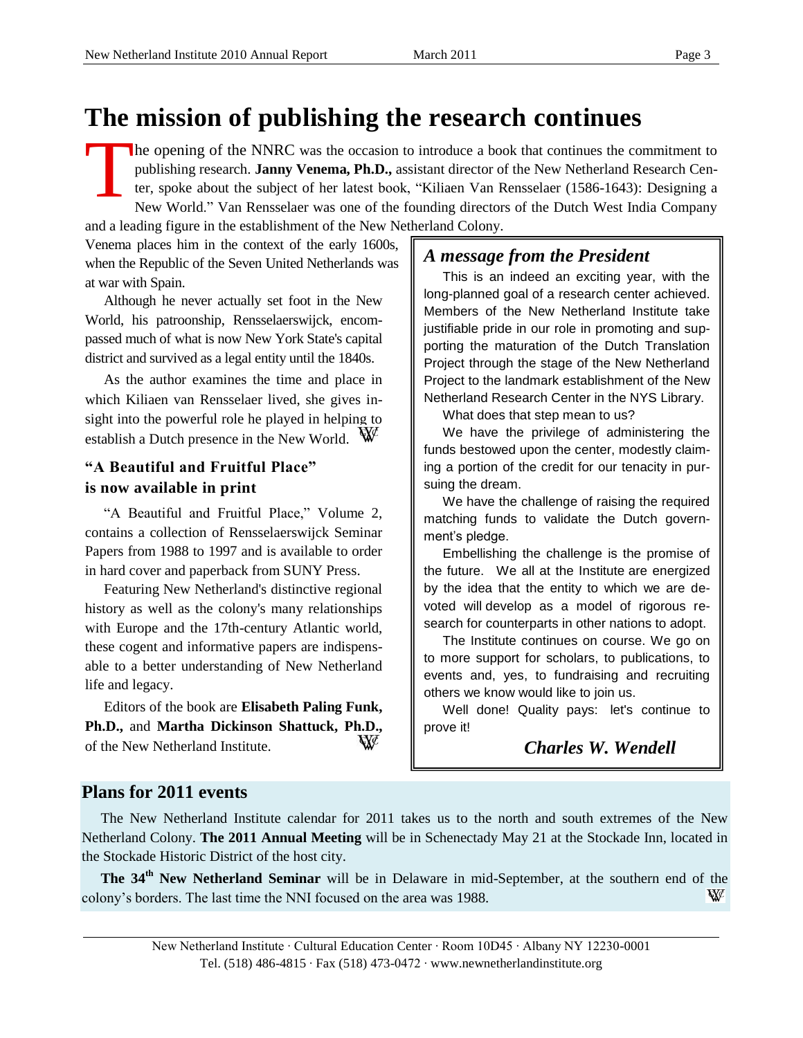# The mission of publishing the research continues

The opening of the NNRC was the occasion to introduce a book that continues the commitment to publishing research. **Janny Venema, Ph.D.,** assistant director of the New Netherland Research Center, spoke about the subject of her latest book, "Kiliaen Van Rensselaer (1586-1643): Designing a New World." Van Rensselaer was one of the founding directors of the Dutch West India Company and a leading figure in the establishment of the New Netherland Colony. Venema places him in the context of the early 1600s, when the Republic of the Seven United Netherlands was at war with Spain.

Although he never actually set foot in the New World, his patroonship, Rensselaerswijck, encompassed much of what is now New York State's capital district and survived as a legal entity until the 1840s.

As the author examines the time and place in which Kiliaen van Rensselaer lived, she gives insight into the powerful role he played in helping to establish a Dutch presence in the New World.

### "A Beautiful and Fruitful Place" is now available in print

"A Beautiful and Fruitful Place," Volume 2, contains a collection of Rensselaerswijck Seminar Papers from 1988 to 1997 and is available to order in hard cover and paperback from SUNY Press.

Featuring New Netherland's distinctive regional history as well as the colony's many relationships with Europe and the 17th-century Atlantic world, these cogent and informative papers are indispensable to a better understanding of New Netherland life and legacy.

Editors of the book are **Elisabeth Paling Funk, Ph.D.,** and **Martha Dickinson Shattuck, Ph.D.,** of the New Netherland Institute.

### *A message from the President*

This is an indeed an exciting year, with the long-planned goal of a research center achieved. Members of the New Netherland Institute take justifiable pride in our role in promoting and supporting the maturation of the Dutch Translation Project through the stage of the New Netherland Project to the landmark establishment of the New Netherland Research Center in the NYS Library.

What does that step mean to us?

We have the privilege of administering the funds bestowed upon the center, modestly claiming a portion of the credit for our tenacity in pursuing the dream.

We have the challenge of raising the required matching funds to validate the Dutch government's pledge.

Embellishing the challenge is the promise of the future. We all at the Institute are energized by the idea that the entity to which we are devoted will develop as a model of rigorous research for counterparts in other nations to adopt.

The Institute continues on course. We go on to more support for scholars, to publications, to events and, yes, to fundraising and recruiting others we know would like to join us.

Well done! Quality pays: let's continue to prove it!

***Charles W. Wendell***

## Plans for 2011 events

The New Netherland Institute calendar for 2011 takes us to the north and south extremes of the New Netherland Colony. **The 2011 Annual Meeting** will be in Schenectady May 21 at the Stockade Inn, located in the Stockade Historic District of the host city.

**The 34th New Netherland Seminar** will be in Delaware in mid-September, at the southern end of the colony's borders. The last time the NNI focused on the area was 1988.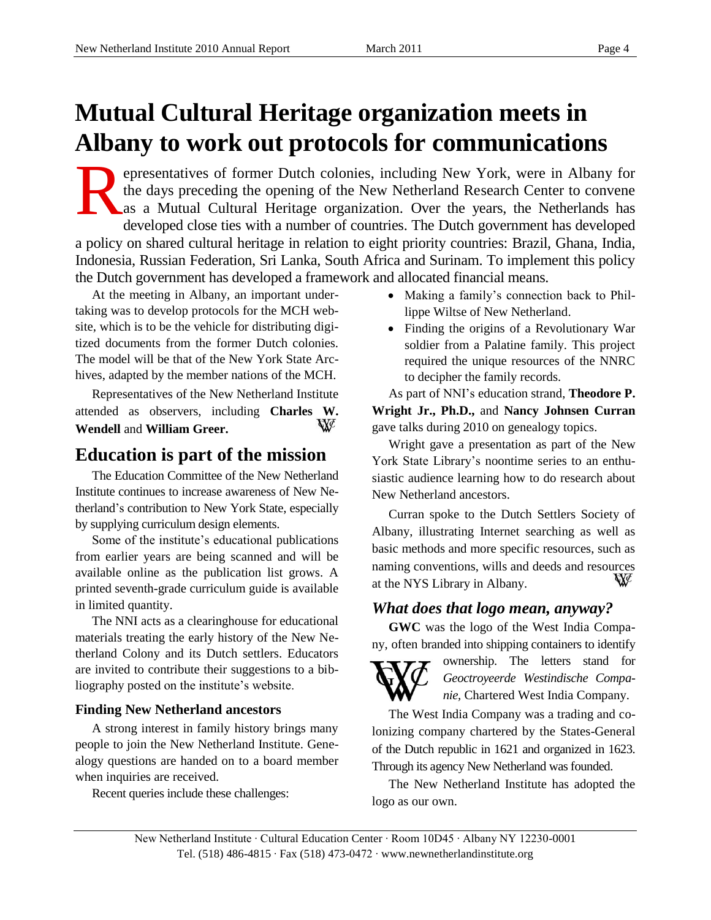# Mutual Cultural Heritage organization meets in Albany to work out protocols for communications

Representatives of former Dutch colonies, including New York, were in Albany for the days preceding the opening of the New Netherland Research Center to convene as a Mutual Cultural Heritage organization. Over the years, the Netherlands has developed close ties with a number of countries. The Dutch government has developed a policy on shared cultural heritage in relation to eight priority countries: Brazil, Ghana, India, Indonesia, Russian Federation, Sri Lanka, South Africa and Surinam. To implement this policy the Dutch government has developed a framework and allocated financial means.

At the meeting in Albany, an important undertaking was to develop protocols for the MCH website, which is to be the vehicle for distributing digitized documents from the former Dutch colonies. The model will be that of the New York State Archives, adapted by the member nations of the MCH.

Representatives of the New Netherland Institute attended as observers, including **Charles W. Wendell** and **William Greer.**

## Education is part of the mission

The Education Committee of the New Netherland Institute continues to increase awareness of New Netherland's contribution to New York State, especially by supplying curriculum design elements.

Some of the institute's educational publications from earlier years are being scanned and will be available online as the publication list grows. A printed seventh-grade curriculum guide is available in limited quantity.

The NNI acts as a clearinghouse for educational materials treating the early history of the New Netherland Colony and its Dutch settlers. Educators are invited to contribute their suggestions to a bibliography posted on the institute's website.

### Finding New Netherland ancestors

A strong interest in family history brings many people to join the New Netherland Institute. Genealogy questions are handed on to a board member when inquiries are received.

Recent queries include these challenges:

- Making a family's connection back to Phillippe Wiltse of New Netherland.
- Finding the origins of a Revolutionary War soldier from a Palatine family. This project required the unique resources of the NNRC to decipher the family records.

As part of NNI's education strand, **Theodore P. Wright Jr., Ph.D.,** and **Nancy Johnsen Curran** gave talks during 2010 on genealogy topics.

Wright gave a presentation as part of the New York State Library's noontime series to an enthusiastic audience learning how to do research about New Netherland ancestors.

Curran spoke to the Dutch Settlers Society of Albany, illustrating Internet searching as well as basic methods and more specific resources, such as naming conventions, wills and deeds and resources at the NYS Library in Albany.

### *What does that logo mean, anyway?*

**GWC** was the logo of the West India Company, often branded into shipping containers to identify ownership. The letters stand for *Geoctroyeerde Westindische Compagnie,* Chartered West India Company.

The West India Company was a trading and colonizing company chartered by the States-General of the Dutch republic in 1621 and organized in 1623. Through its agency New Netherland was founded.

The New Netherland Institute has adopted the logo as our own.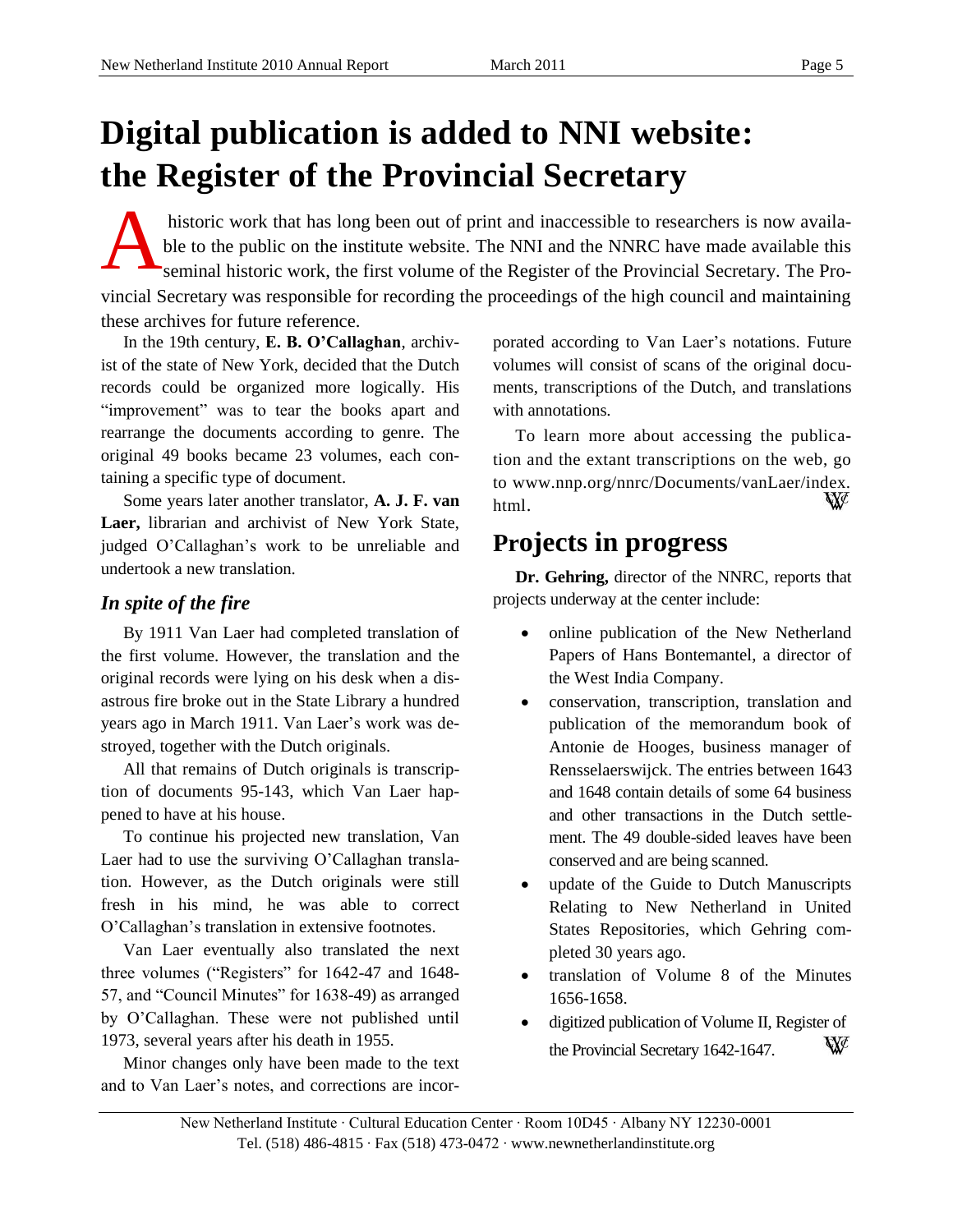# Digital publication is added to NNI website: the Register of the Provincial Secretary

A historic work that has long been out of print and inaccessible to researchers is now available to the public on the institute website. The NNI and the NNRC have made available this seminal historic work, the first volume of the Register of the Provincial Secretary. The Provincial Secretary was responsible for recording the proceedings of the high council and maintaining these archives for future reference.

In the 19th century, **E. B. O'Callaghan**, archivist of the state of New York, decided that the Dutch records could be organized more logically. His "improvement" was to tear the books apart and rearrange the documents according to genre. The original 49 books became 23 volumes, each containing a specific type of document.

Some years later another translator, **A. J. F. van Laer,** librarian and archivist of New York State, judged O'Callaghan's work to be unreliable and undertook a new translation.

### *In spite of the fire*

By 1911 Van Laer had completed translation of the first volume. However, the translation and the original records were lying on his desk when a disastrous fire broke out in the State Library a hundred years ago in March 1911. Van Laer's work was destroyed, together with the Dutch originals.

All that remains of Dutch originals is transcription of documents 95-143, which Van Laer happened to have at his house.

To continue his projected new translation, Van Laer had to use the surviving O'Callaghan translation. However, as the Dutch originals were still fresh in his mind, he was able to correct O'Callaghan's translation in extensive footnotes.

Van Laer eventually also translated the next three volumes ("Registers" for 1642-47 and 1648-57, and "Council Minutes" for 1638-49) as arranged by O'Callaghan. These were not published until 1973, several years after his death in 1955.

Minor changes only have been made to the text and to Van Laer's notes, and corrections are incorporated according to Van Laer's notations. Future volumes will consist of scans of the original documents, transcriptions of the Dutch, and translations with annotations.

To learn more about accessing the publication and the extant transcriptions on the web, go to www.nnp.org/nnrc/Documents/vanLaer/index.html.

## Projects in progress

**Dr. Gehring,** director of the NNRC, reports that projects underway at the center include:

- online publication of the New Netherland Papers of Hans Bontemantel, a director of the West India Company.
- conservation, transcription, translation and publication of the memorandum book of Antonie de Hooges, business manager of Rensselaerswijck. The entries between 1643 and 1648 contain details of some 64 business and other transactions in the Dutch settlement. The 49 double-sided leaves have been conserved and are being scanned.
- update of the Guide to Dutch Manuscripts Relating to New Netherland in United States Repositories, which Gehring completed 30 years ago.
- translation of Volume 8 of the Minutes 1656-1658.
- digitized publication of Volume II, Register of the Provincial Secretary 1642-1647.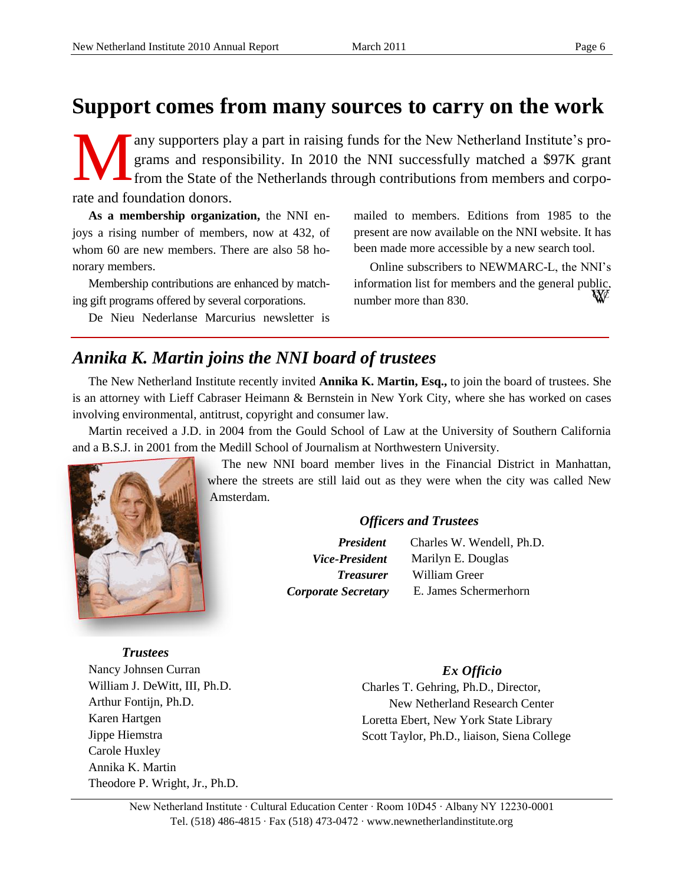# Support comes from many sources to carry on the work

Many supporters play a part in raising funds for the New Netherland Institute's programs and responsibility. In 2010 the NNI successfully matched a $97K grant from the State of the Netherlands through contributions from members and corporate and foundation donors.

**As a membership organization,** the NNI enjoys a rising number of members, now at 432, of whom 60 are new members. There are also 58 honorary members.

Membership contributions are enhanced by matching gift programs offered by several corporations.

De Nieu Nederlanse Marcurius newsletter is mailed to members. Editions from 1985 to the present are now available on the NNI website. It has been made more accessible by a new search tool.

Online subscribers to NEWMARC-L, the NNI's information list for members and the general public, number more than 830.

## *Annika K. Martin joins the NNI board of trustees*

The New Netherland Institute recently invited **Annika K. Martin, Esq.,** to join the board of trustees. She is an attorney with Lieff Cabraser Heimann & Bernstein in New York City, where she has worked on cases involving environmental, antitrust, copyright and consumer law.

Martin received a J.D. in 2004 from the Gould School of Law at the University of Southern California and a B.S.J. in 2001 from the Medill School of Journalism at Northwestern University.

The new NNI board member lives in the Financial District in Manhattan, where the streets are still laid out as they were when the city was called New Amsterdam.

### *Officers and Trustees*

***President*** Charles W. Wendell, Ph.D.
***Vice-President*** Marilyn E. Douglas
***Treasurer*** William Greer
***Corporate Secretary*** E. James Schermerhorn

### *Trustees*

Nancy Johnsen Curran
William J. DeWitt, III, Ph.D.
Arthur Fontijn, Ph.D.
Karen Hartgen
Jippe Hiemstra
Carole Huxley
Annika K. Martin
Theodore P. Wright, Jr., Ph.D.

### *Ex Officio*

Charles T. Gehring, Ph.D., Director, New Netherland Research Center
Loretta Ebert, New York State Library
Scott Taylor, Ph.D., liaison, Siena College

New Netherland Institute · Cultural Education Center · Room 10D45 · Albany NY 12230-0001
Tel. (518) 486-4815 · Fax (518) 473-0472 · www.newnetherlandinstitute.org